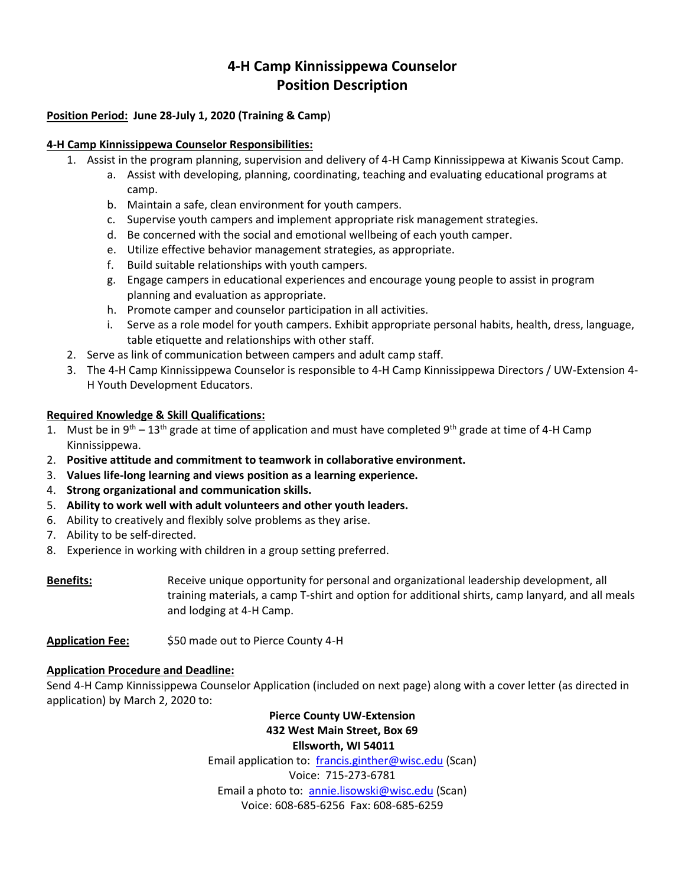# 4-H Camp Kinnissippewa Counselor Position Description

**Position Period: June 28-July 1, 2020 (Training & Camp**)

**4-H Camp Kinnissippewa Counselor Responsibilities:**

1. Assist in the program planning, supervision and delivery of 4-H Camp Kinnissippewa at Kiwanis Scout Camp.
   a. Assist with developing, planning, coordinating, teaching and evaluating educational programs at camp.
   b. Maintain a safe, clean environment for youth campers.
   c. Supervise youth campers and implement appropriate risk management strategies.
   d. Be concerned with the social and emotional wellbeing of each youth camper.
   e. Utilize effective behavior management strategies, as appropriate.
   f. Build suitable relationships with youth campers.
   g. Engage campers in educational experiences and encourage young people to assist in program planning and evaluation as appropriate.
   h. Promote camper and counselor participation in all activities.
   i. Serve as a role model for youth campers. Exhibit appropriate personal habits, health, dress, language, table etiquette and relationships with other staff.
2. Serve as link of communication between campers and adult camp staff.
3. The 4-H Camp Kinnissippewa Counselor is responsible to 4-H Camp Kinnissippewa Directors / UW-Extension 4-H Youth Development Educators.

**Required Knowledge & Skill Qualifications:**

1. Must be in 9th – 13th grade at time of application and must have completed 9th grade at time of 4-H Camp Kinnissippewa.
2. **Positive attitude and commitment to teamwork in collaborative environment.**
3. **Values life-long learning and views position as a learning experience.**
4. **Strong organizational and communication skills.**
5. **Ability to work well with adult volunteers and other youth leaders.**
6. Ability to creatively and flexibly solve problems as they arise.
7. Ability to be self-directed.
8. Experience in working with children in a group setting preferred.

**Benefits:** Receive unique opportunity for personal and organizational leadership development, all training materials, a camp T-shirt and option for additional shirts, camp lanyard, and all meals and lodging at 4-H Camp.

**Application Fee:** $50 made out to Pierce County 4-H

**Application Procedure and Deadline:**

Send 4-H Camp Kinnissippewa Counselor Application (included on next page) along with a cover letter (as directed in application) by March 2, 2020 to:

**Pierce County UW-Extension**
**432 West Main Street, Box 69**
**Ellsworth, WI 54011**
Email application to: francis.ginther@wisc.edu (Scan)
Voice: 715-273-6781
Email a photo to: annie.lisowski@wisc.edu (Scan)
Voice: 608-685-6256 Fax: 608-685-6259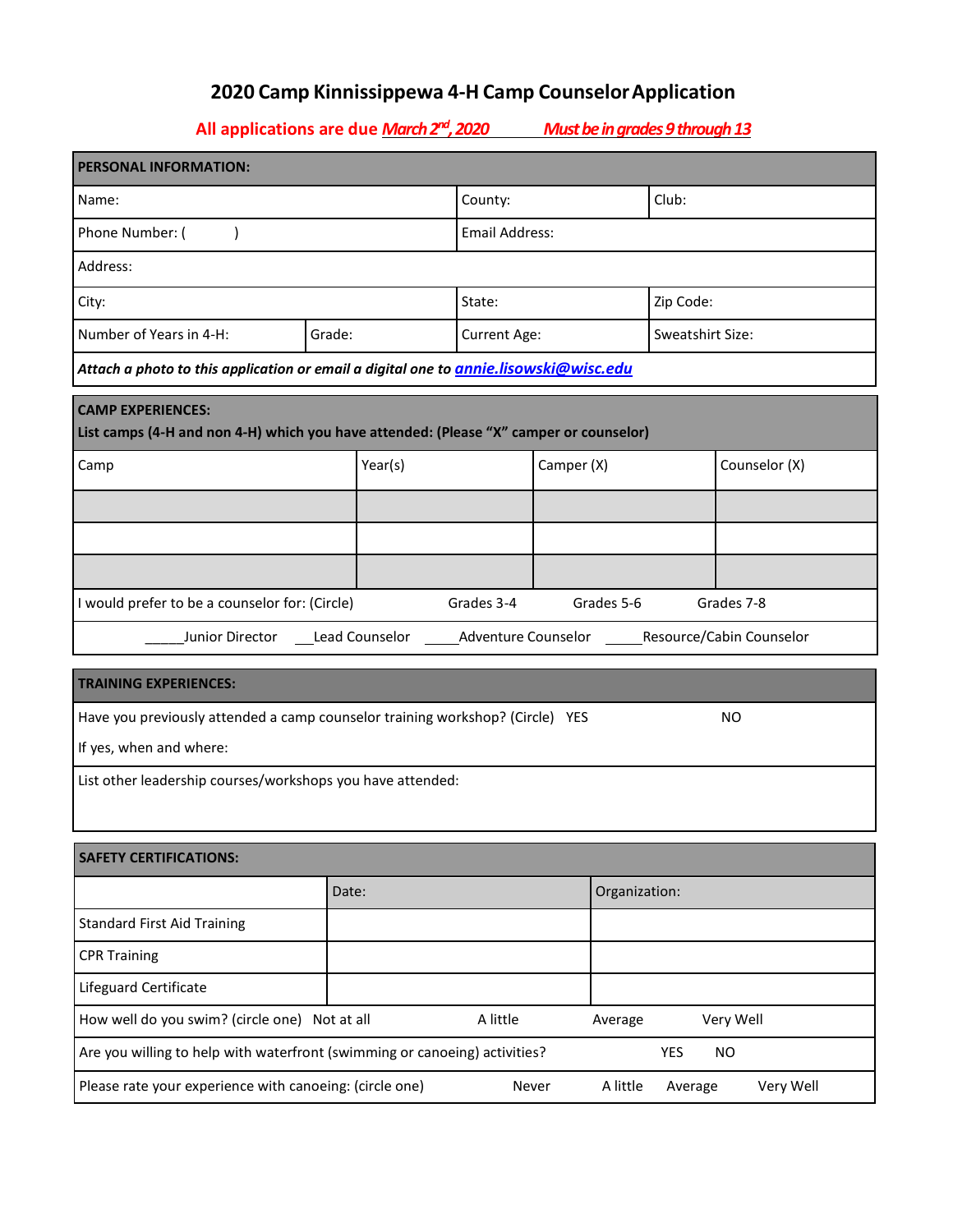# 2020 Camp Kinnissippewa 4-H Camp Counselor Application

**All applications are due *March 2nd, 2020*   *Must be in grades 9 through 13***

| PERSONAL INFORMATION: | | | |
|---|---|---|---|
| Name: | | County: | Club: |
| Phone Number: (     ) | | Email Address: | |
| Address: | | | |
| City: | | State: | Zip Code: |
| Number of Years in 4-H: | Grade: | Current Age: | Sweatshirt Size: |
| ***Attach a photo to this application or email a digital one to annie.lisowski@wisc.edu*** | | | |

**CAMP EXPERIENCES:**
**List camps (4-H and non 4-H) which you have attended: (Please "X" camper or counselor)**

| Camp | Year(s) | Camper (X) | Counselor (X) |
|---|---|---|---|
| | | | |
| | | | |
| | | | |

I would prefer to be a counselor for: (Circle)   Grades 3-4   Grades 5-6   Grades 7-8

_____Junior Director   ___Lead Counselor   _____Adventure Counselor   _____Resource/Cabin Counselor

**TRAINING EXPERIENCES:**

Have you previously attended a camp counselor training workshop? (Circle)   YES   NO

If yes, when and where:

List other leadership courses/workshops you have attended:

**SAFETY CERTIFICATIONS:**

| | Date: | Organization: |
|---|---|---|
| Standard First Aid Training | | |
| CPR Training | | |
| Lifeguard Certificate | | |

How well do you swim? (circle one)   Not at all   A little   Average   Very Well

Are you willing to help with waterfront (swimming or canoeing) activities?   YES   NO

Please rate your experience with canoeing: (circle one)   Never   A little   Average   Very Well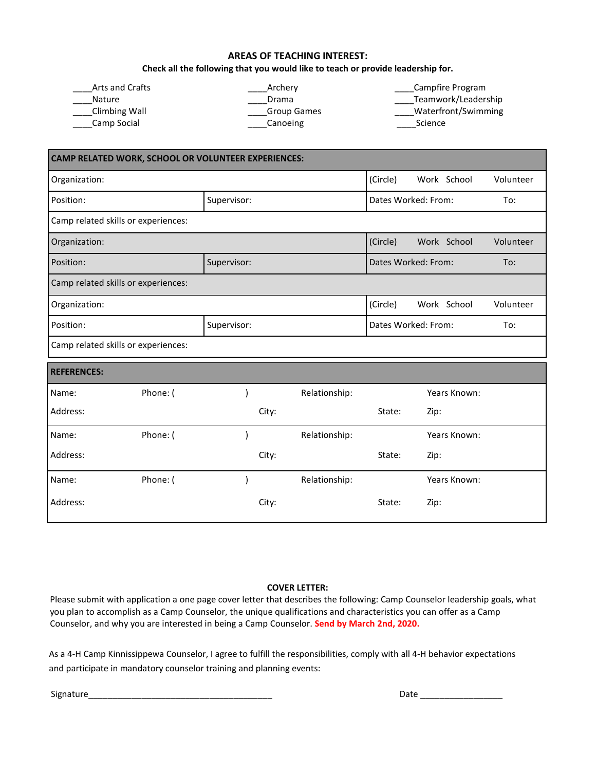## AREAS OF TEACHING INTEREST:

**Check all the following that you would like to teach or provide leadership for.**

____Arts and Crafts
____Nature
____Climbing Wall
____Camp Social
____Archery
____Drama
____Group Games
____Canoeing
____Campfire Program
____Teamwork/Leadership
____Waterfront/Swimming
____Science

| **CAMP RELATED WORK, SCHOOL OR VOLUNTEER EXPERIENCES:** | | |
|---|---|---|
| Organization: | | (Circle) Work School Volunteer |
| Position: | Supervisor: | Dates Worked: From: To: |
| Camp related skills or experiences: | | |
| Organization: | | (Circle) Work School Volunteer |
| Position: | Supervisor: | Dates Worked: From: To: |
| Camp related skills or experiences: | | |
| Organization: | | (Circle) Work School Volunteer |
| Position: | Supervisor: | Dates Worked: From: To: |
| Camp related skills or experiences: | | |

| **REFERENCES:** | | | | |
|---|---|---|---|---|
| Name: | Phone: ( ) | Relationship: | | Years Known: |
| Address: | | City: | State: | Zip: |
| Name: | Phone: ( ) | Relationship: | | Years Known: |
| Address: | | City: | State: | Zip: |
| Name: | Phone: ( ) | Relationship: | | Years Known: |
| Address: | | City: | State: | Zip: |

## COVER LETTER:

Please submit with application a one page cover letter that describes the following: Camp Counselor leadership goals, what you plan to accomplish as a Camp Counselor, the unique qualifications and characteristics you can offer as a Camp Counselor, and why you are interested in being a Camp Counselor. **Send by March 2nd, 2020.**

As a 4-H Camp Kinnissippewa Counselor, I agree to fulfill the responsibilities, comply with all 4-H behavior expectations and participate in mandatory counselor training and planning events:

Signature_______________________________________ Date _________________